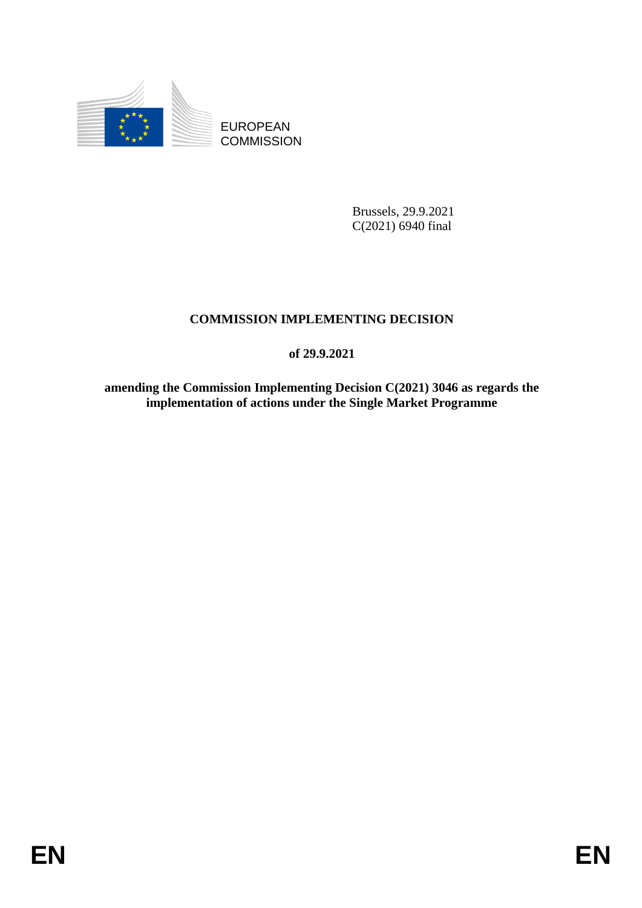EUROPEAN
COMMISSION

Brussels, 29.9.2021
C(2021) 6940 final

**COMMISSION IMPLEMENTING DECISION**

**of 29.9.2021**

**amending the Commission Implementing Decision C(2021) 3046 as regards the implementation of actions under the Single Market Programme**

EN EN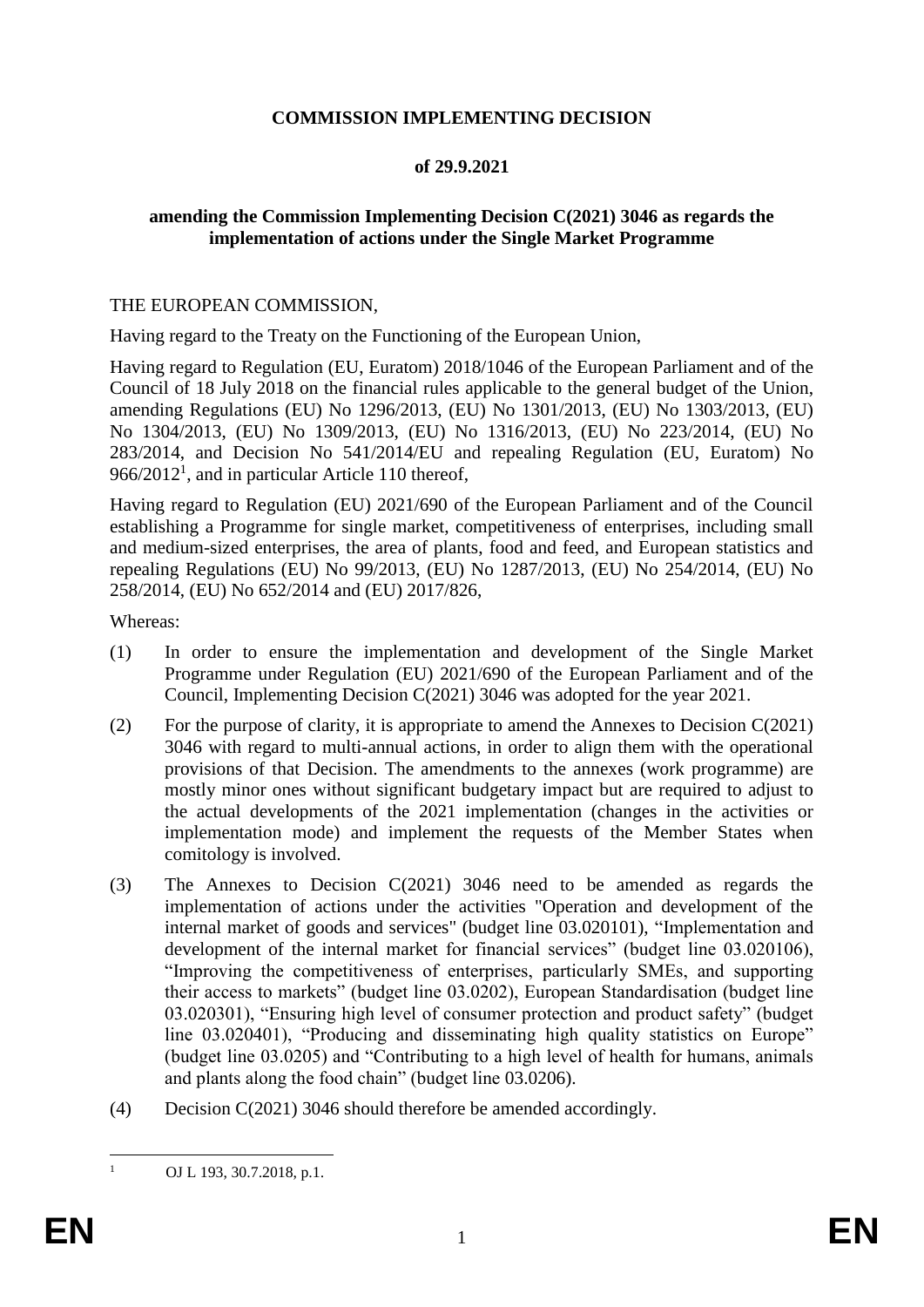**COMMISSION IMPLEMENTING DECISION**

**of 29.9.2021**

**amending the Commission Implementing Decision C(2021) 3046 as regards the implementation of actions under the Single Market Programme**

THE EUROPEAN COMMISSION,

Having regard to the Treaty on the Functioning of the European Union,

Having regard to Regulation (EU, Euratom) 2018/1046 of the European Parliament and of the Council of 18 July 2018 on the financial rules applicable to the general budget of the Union, amending Regulations (EU) No 1296/2013, (EU) No 1301/2013, (EU) No 1303/2013, (EU) No 1304/2013, (EU) No 1309/2013, (EU) No 1316/2013, (EU) No 223/2014, (EU) No 283/2014, and Decision No 541/2014/EU and repealing Regulation (EU, Euratom) No 966/2012[1], and in particular Article 110 thereof,

Having regard to Regulation (EU) 2021/690 of the European Parliament and of the Council establishing a Programme for single market, competitiveness of enterprises, including small and medium-sized enterprises, the area of plants, food and feed, and European statistics and repealing Regulations (EU) No 99/2013, (EU) No 1287/2013, (EU) No 254/2014, (EU) No 258/2014, (EU) No 652/2014 and (EU) 2017/826,

Whereas:

(1) In order to ensure the implementation and development of the Single Market Programme under Regulation (EU) 2021/690 of the European Parliament and of the Council, Implementing Decision C(2021) 3046 was adopted for the year 2021.

(2) For the purpose of clarity, it is appropriate to amend the Annexes to Decision C(2021) 3046 with regard to multi-annual actions, in order to align them with the operational provisions of that Decision. The amendments to the annexes (work programme) are mostly minor ones without significant budgetary impact but are required to adjust to the actual developments of the 2021 implementation (changes in the activities or implementation mode) and implement the requests of the Member States when comitology is involved.

(3) The Annexes to Decision C(2021) 3046 need to be amended as regards the implementation of actions under the activities "Operation and development of the internal market of goods and services" (budget line 03.020101), "Implementation and development of the internal market for financial services" (budget line 03.020106), "Improving the competitiveness of enterprises, particularly SMEs, and supporting their access to markets" (budget line 03.0202), European Standardisation (budget line 03.020301), "Ensuring high level of consumer protection and product safety" (budget line 03.020401), "Producing and disseminating high quality statistics on Europe" (budget line 03.0205) and "Contributing to a high level of health for humans, animals and plants along the food chain" (budget line 03.0206).

(4) Decision C(2021) 3046 should therefore be amended accordingly.

[1] OJ L 193, 30.7.2018, p.1.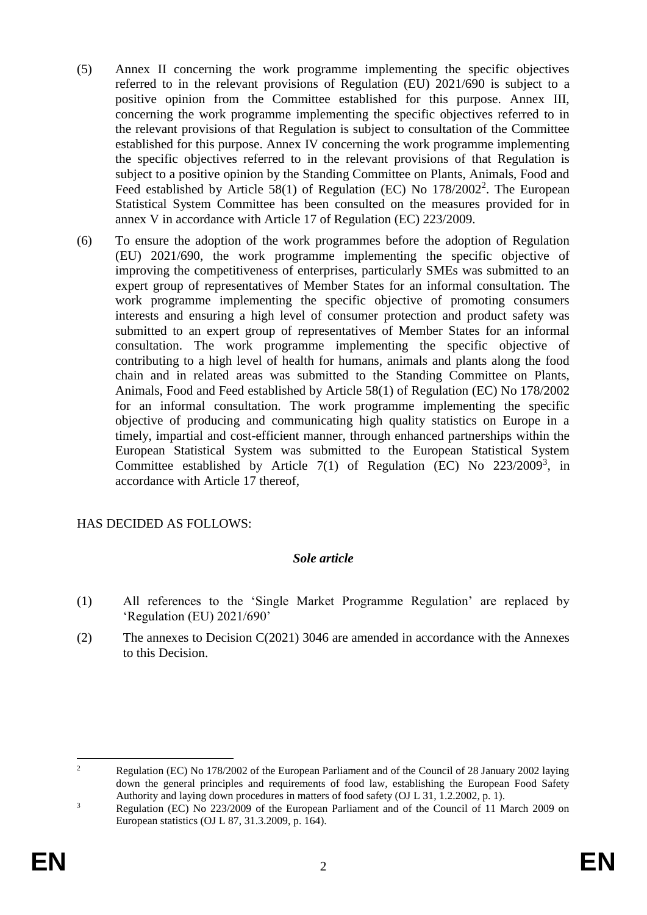(5) Annex II concerning the work programme implementing the specific objectives referred to in the relevant provisions of Regulation (EU) 2021/690 is subject to a positive opinion from the Committee established for this purpose. Annex III, concerning the work programme implementing the specific objectives referred to in the relevant provisions of that Regulation is subject to consultation of the Committee established for this purpose. Annex IV concerning the work programme implementing the specific objectives referred to in the relevant provisions of that Regulation is subject to a positive opinion by the Standing Committee on Plants, Animals, Food and Feed established by Article 58(1) of Regulation (EC) No 178/2002[2]. The European Statistical System Committee has been consulted on the measures provided for in annex V in accordance with Article 17 of Regulation (EC) 223/2009.

(6) To ensure the adoption of the work programmes before the adoption of Regulation (EU) 2021/690, the work programme implementing the specific objective of improving the competitiveness of enterprises, particularly SMEs was submitted to an expert group of representatives of Member States for an informal consultation. The work programme implementing the specific objective of promoting consumers interests and ensuring a high level of consumer protection and product safety was submitted to an expert group of representatives of Member States for an informal consultation. The work programme implementing the specific objective of contributing to a high level of health for humans, animals and plants along the food chain and in related areas was submitted to the Standing Committee on Plants, Animals, Food and Feed established by Article 58(1) of Regulation (EC) No 178/2002 for an informal consultation. The work programme implementing the specific objective of producing and communicating high quality statistics on Europe in a timely, impartial and cost-efficient manner, through enhanced partnerships within the European Statistical System was submitted to the European Statistical System Committee established by Article 7(1) of Regulation (EC) No 223/2009[3], in accordance with Article 17 thereof,

HAS DECIDED AS FOLLOWS:

***Sole article***

(1) All references to the 'Single Market Programme Regulation' are replaced by 'Regulation (EU) 2021/690'

(2) The annexes to Decision C(2021) 3046 are amended in accordance with the Annexes to this Decision.

---

[2] Regulation (EC) No 178/2002 of the European Parliament and of the Council of 28 January 2002 laying down the general principles and requirements of food law, establishing the European Food Safety Authority and laying down procedures in matters of food safety (OJ L 31, 1.2.2002, p. 1).

[3] Regulation (EC) No 223/2009 of the European Parliament and of the Council of 11 March 2009 on European statistics (OJ L 87, 31.3.2009, p. 164).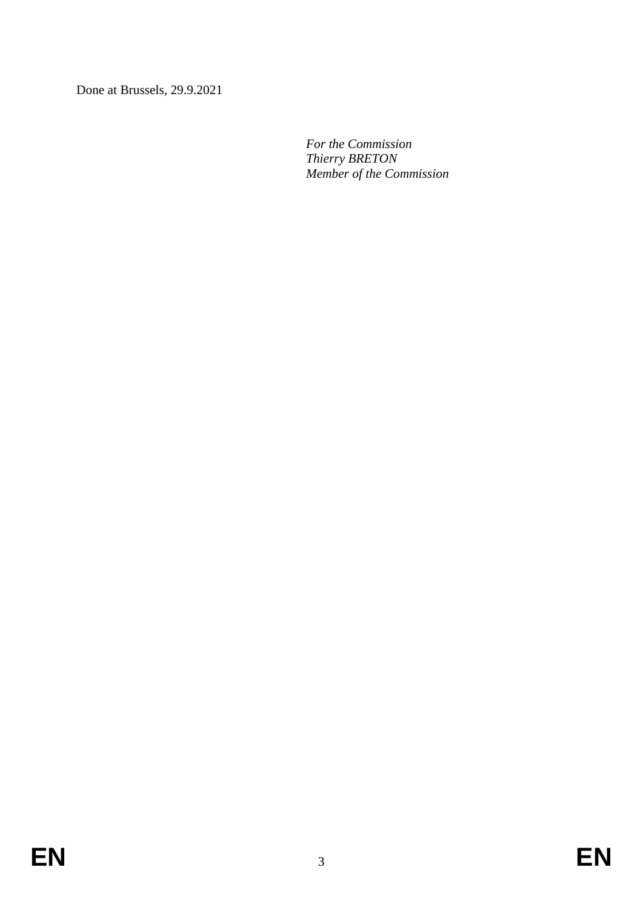Done at Brussels, 29.9.2021

*For the Commission*
*Thierry BRETON*
*Member of the Commission*